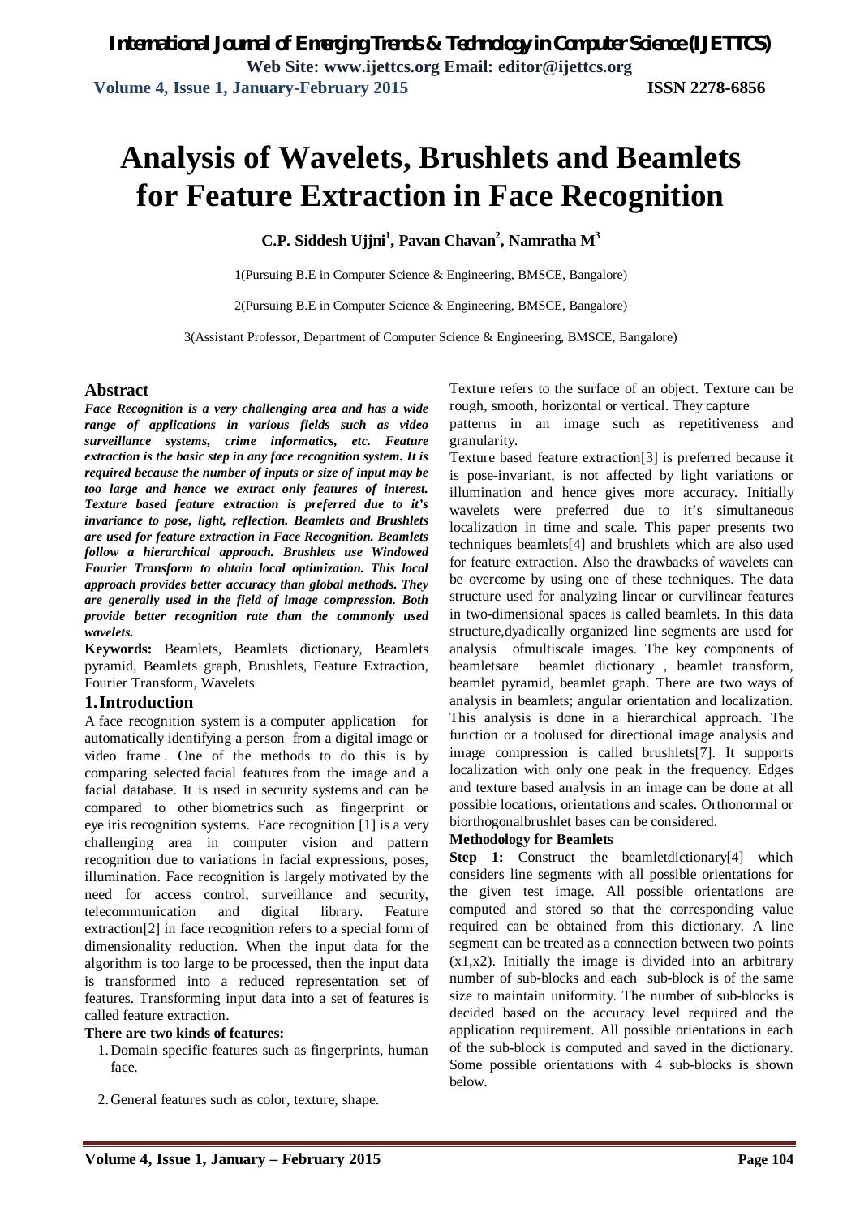# Analysis of Wavelets, Brushlets and Beamlets for Feature Extraction in Face Recognition

**C.P. Siddesh Ujjni[1], Pavan Chavan[2], Namratha M[3]**

1(Pursuing B.E in Computer Science & Engineering, BMSCE, Bangalore)

2(Pursuing B.E in Computer Science & Engineering, BMSCE, Bangalore)

3(Assistant Professor, Department of Computer Science & Engineering, BMSCE, Bangalore)

## Abstract

***Face Recognition is a very challenging area and has a wide range of applications in various fields such as video surveillance systems, crime informatics, etc. Feature extraction is the basic step in any face recognition system. It is required because the number of inputs or size of input may be too large and hence we extract only features of interest. Texture based feature extraction is preferred due to it's invariance to pose, light, reflection. Beamlets and Brushlets are used for feature extraction in Face Recognition. Beamlets follow a hierarchical approach. Brushlets use Windowed Fourier Transform to obtain local optimization. This local approach provides better accuracy than global methods. They are generally used in the field of image compression. Both provide better recognition rate than the commonly used wavelets.***

**Keywords:** Beamlets, Beamlets dictionary, Beamlets pyramid, Beamlets graph, Brushlets, Feature Extraction, Fourier Transform, Wavelets

## 1. Introduction

A face recognition system is a computer application for automatically identifying a person from a digital image or video frame . One of the methods to do this is by comparing selected facial features from the image and a facial database. It is used in security systems and can be compared to other biometrics such as fingerprint or eye iris recognition systems. Face recognition [1] is a very challenging area in computer vision and pattern recognition due to variations in facial expressions, poses, illumination. Face recognition is largely motivated by the need for access control, surveillance and security, telecommunication and digital library. Feature extraction[2] in face recognition refers to a special form of dimensionality reduction. When the input data for the algorithm is too large to be processed, then the input data is transformed into a reduced representation set of features. Transforming input data into a set of features is called feature extraction.

**There are two kinds of features:**

1. Domain specific features such as fingerprints, human face.
2. General features such as color, texture, shape.

Texture refers to the surface of an object. Texture can be rough, smooth, horizontal or vertical. They capture patterns in an image such as repetitiveness and granularity.

Texture based feature extraction[3] is preferred because it is pose-invariant, is not affected by light variations or illumination and hence gives more accuracy. Initially wavelets were preferred due to it's simultaneous localization in time and scale. This paper presents two techniques beamlets[4] and brushlets which are also used for feature extraction. Also the drawbacks of wavelets can be overcome by using one of these techniques. The data structure used for analyzing linear or curvilinear features in two-dimensional spaces is called beamlets. In this data structure,dyadically organized line segments are used for analysis ofmultiscale images. The key components of beamletsare beamlet dictionary , beamlet transform, beamlet pyramid, beamlet graph. There are two ways of analysis in beamlets; angular orientation and localization. This analysis is done in a hierarchical approach. The function or a toolused for directional image analysis and image compression is called brushlets[7]. It supports localization with only one peak in the frequency. Edges and texture based analysis in an image can be done at all possible locations, orientations and scales. Orthonormal or biorthogonalbrushlet bases can be considered.

**Methodology for Beamlets**

**Step 1:** Construct the beamletdictionary[4] which considers line segments with all possible orientations for the given test image. All possible orientations are computed and stored so that the corresponding value required can be obtained from this dictionary. A line segment can be treated as a connection between two points (x1,x2). Initially the image is divided into an arbitrary number of sub-blocks and each sub-block is of the same size to maintain uniformity. The number of sub-blocks is decided based on the accuracy level required and the application requirement. All possible orientations in each of the sub-block is computed and saved in the dictionary. Some possible orientations with 4 sub-blocks is shown below.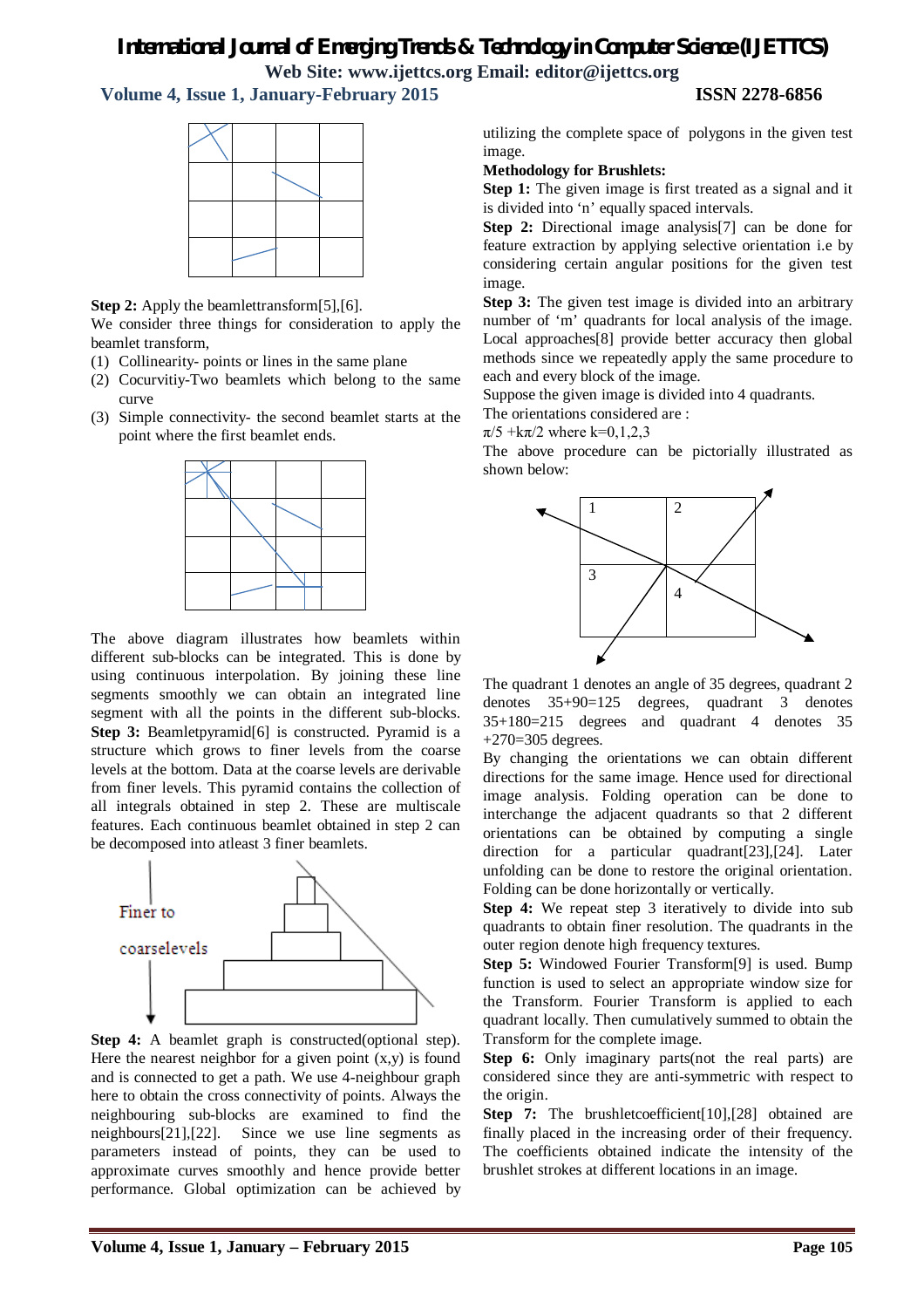**Step 2:** Apply the beamlettransform[5],[6].

We consider three things for consideration to apply the beamlet transform,

(1) Collinearity- points or lines in the same plane
(2) Cocurvitiy-Two beamlets which belong to the same curve
(3) Simple connectivity- the second beamlet starts at the point where the first beamlet ends.

The above diagram illustrates how beamlets within different sub-blocks can be integrated. This is done by using continuous interpolation. By joining these line segments smoothly we can obtain an integrated line segment with all the points in the different sub-blocks.

**Step 3:** Beamletpyramid[6] is constructed. Pyramid is a structure which grows to finer levels from the coarse levels at the bottom. Data at the coarse levels are derivable from finer levels. This pyramid contains the collection of all integrals obtained in step 2. These are multiscale features. Each continuous beamlet obtained in step 2 can be decomposed into atleast 3 finer beamlets.

Finer to

coarselevels

**Step 4:** A beamlet graph is constructed(optional step). Here the nearest neighbor for a given point (x,y) is found and is connected to get a path. We use 4-neighbour graph here to obtain the cross connectivity of points. Always the neighbouring sub-blocks are examined to find the neighbours[21],[22]. Since we use line segments as parameters instead of points, they can be used to approximate curves smoothly and hence provide better performance. Global optimization can be achieved by utilizing the complete space of polygons in the given test image.

**Methodology for Brushlets:**

**Step 1:** The given image is first treated as a signal and it is divided into 'n' equally spaced intervals.

**Step 2:** Directional image analysis[7] can be done for feature extraction by applying selective orientation i.e by considering certain angular positions for the given test image.

**Step 3:** The given test image is divided into an arbitrary number of 'm' quadrants for local analysis of the image. Local approaches[8] provide better accuracy then global methods since we repeatedly apply the same procedure to each and every block of the image.

Suppose the given image is divided into 4 quadrants.

The orientations considered are :

$\pi/5 + k\pi/2$ where k=0,1,2,3

The above procedure can be pictorially illustrated as shown below:

1 2 3 4

The quadrant 1 denotes an angle of 35 degrees, quadrant 2 denotes 35+90=125 degrees, quadrant 3 denotes 35+180=215 degrees and quadrant 4 denotes 35 +270=305 degrees.

By changing the orientations we can obtain different directions for the same image. Hence used for directional image analysis. Folding operation can be done to interchange the adjacent quadrants so that 2 different orientations can be obtained by computing a single direction for a particular quadrant[23],[24]. Later unfolding can be done to restore the original orientation. Folding can be done horizontally or vertically.

**Step 4:** We repeat step 3 iteratively to divide into sub quadrants to obtain finer resolution. The quadrants in the outer region denote high frequency textures.

**Step 5:** Windowed Fourier Transform[9] is used. Bump function is used to select an appropriate window size for the Transform. Fourier Transform is applied to each quadrant locally. Then cumulatively summed to obtain the Transform for the complete image.

**Step 6:** Only imaginary parts(not the real parts) are considered since they are anti-symmetric with respect to the origin.

**Step 7:** The brushletcoefficient[10],[28] obtained are finally placed in the increasing order of their frequency. The coefficients obtained indicate the intensity of the brushlet strokes at different locations in an image.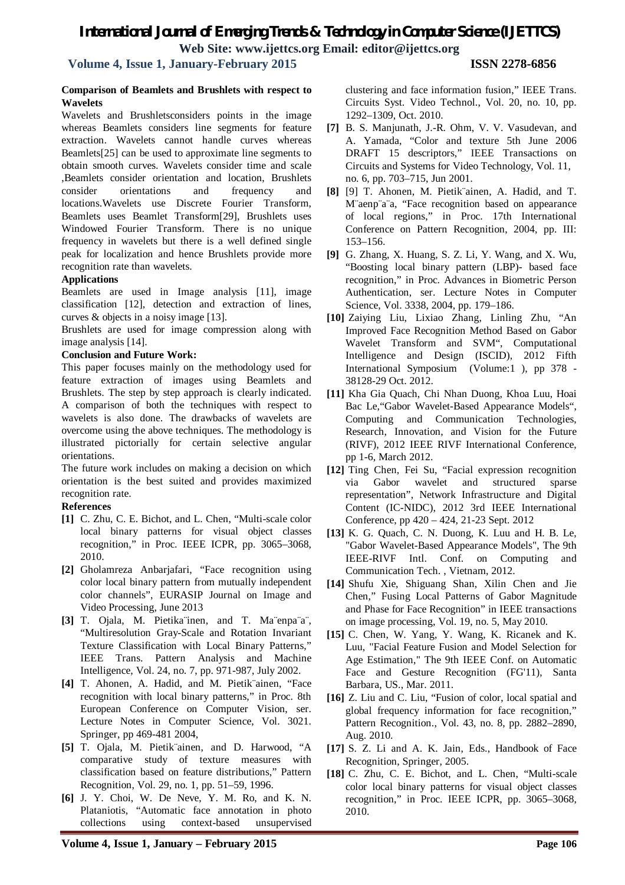### Comparison of Beamlets and Brushlets with respect to Wavelets

Wavelets and Brushletsconsiders points in the image whereas Beamlets considers line segments for feature extraction. Wavelets cannot handle curves whereas Beamlets[25] can be used to approximate line segments to obtain smooth curves. Wavelets consider time and scale ,Beamlets consider orientation and location, Brushlets consider orientations and frequency and locations.Wavelets use Discrete Fourier Transform, Beamlets uses Beamlet Transform[29], Brushlets uses Windowed Fourier Transform. There is no unique frequency in wavelets but there is a well defined single peak for localization and hence Brushlets provide more recognition rate than wavelets.

### Applications

Beamlets are used in Image analysis [11], image classification [12], detection and extraction of lines, curves & objects in a noisy image [13].

Brushlets are used for image compression along with image analysis [14].

### Conclusion and Future Work:

This paper focuses mainly on the methodology used for feature extraction of images using Beamlets and Brushlets. The step by step approach is clearly indicated. A comparison of both the techniques with respect to wavelets is also done. The drawbacks of wavelets are overcome using the above techniques. The methodology is illustrated pictorially for certain selective angular orientations.

The future work includes on making a decision on which orientation is the best suited and provides maximized recognition rate.

### References

**[1]** C. Zhu, C. E. Bichot, and L. Chen, "Multi-scale color local binary patterns for visual object classes recognition," in Proc. IEEE ICPR, pp. 3065–3068, 2010.

**[2]** Gholamreza Anbarjafari, "Face recognition using color local binary pattern from mutually independent color channels", EURASIP Journal on Image and Video Processing, June 2013

**[3]** T. Ojala, M. Pietika¨inen, and T. Ma¨enpa¨a¨, "Multiresolution Gray-Scale and Rotation Invariant Texture Classification with Local Binary Patterns," IEEE Trans. Pattern Analysis and Machine Intelligence, Vol. 24, no. 7, pp. 971-987, July 2002.

**[4]** T. Ahonen, A. Hadid, and M. Pietik¨ainen, "Face recognition with local binary patterns," in Proc. 8th European Conference on Computer Vision, ser. Lecture Notes in Computer Science, Vol. 3021. Springer, pp 469-481 2004,

**[5]** T. Ojala, M. Pietik¨ainen, and D. Harwood, "A comparative study of texture measures with classification based on feature distributions," Pattern Recognition, Vol. 29, no. 1, pp. 51–59, 1996.

**[6]** J. Y. Choi, W. De Neve, Y. M. Ro, and K. N. Plataniotis, "Automatic face annotation in photo collections using context-based unsupervised clustering and face information fusion," IEEE Trans. Circuits Syst. Video Technol., Vol. 20, no. 10, pp. 1292–1309, Oct. 2010.

**[7]** B. S. Manjunath, J.-R. Ohm, V. V. Vasudevan, and A. Yamada, "Color and texture 5th June 2006 DRAFT 15 descriptors," IEEE Transactions on Circuits and Systems for Video Technology, Vol. 11, no. 6, pp. 703–715, Jun 2001.

**[8]** [9] T. Ahonen, M. Pietik¨ainen, A. Hadid, and T. M¨aenp¨a¨a, "Face recognition based on appearance of local regions," in Proc. 17th International Conference on Pattern Recognition, 2004, pp. III: 153–156.

**[9]** G. Zhang, X. Huang, S. Z. Li, Y. Wang, and X. Wu, "Boosting local binary pattern (LBP)- based face recognition," in Proc. Advances in Biometric Person Authentication, ser. Lecture Notes in Computer Science, Vol. 3338, 2004, pp. 179–186.

**[10]** Zaiying Liu, Lixiao Zhang, Linling Zhu, "An Improved Face Recognition Method Based on Gabor Wavelet Transform and SVM", Computational Intelligence and Design (ISCID), 2012 Fifth International Symposium (Volume:1 ), pp 378 - 38128-29 Oct. 2012.

**[11]** Kha Gia Quach, Chi Nhan Duong, Khoa Luu, Hoai Bac Le,"Gabor Wavelet-Based Appearance Models", Computing and Communication Technologies, Research, Innovation, and Vision for the Future (RIVF), 2012 IEEE RIVF International Conference, pp 1-6, March 2012.

**[12]** Ting Chen, Fei Su, "Facial expression recognition via Gabor wavelet and structured sparse representation", Network Infrastructure and Digital Content (IC-NIDC), 2012 3rd IEEE International Conference, pp 420 – 424, 21-23 Sept. 2012

**[13]** K. G. Quach, C. N. Duong, K. Luu and H. B. Le, "Gabor Wavelet-Based Appearance Models", The 9th IEEE-RIVF Intl. Conf. on Computing and Communication Tech. , Vietnam, 2012.

**[14]** Shufu Xie, Shiguang Shan, Xilin Chen and Jie Chen," Fusing Local Patterns of Gabor Magnitude and Phase for Face Recognition" in IEEE transactions on image processing, Vol. 19, no. 5, May 2010.

**[15]** C. Chen, W. Yang, Y. Wang, K. Ricanek and K. Luu, "Facial Feature Fusion and Model Selection for Age Estimation," The 9th IEEE Conf. on Automatic Face and Gesture Recognition (FG'11), Santa Barbara, US., Mar. 2011.

**[16]** Z. Liu and C. Liu, "Fusion of color, local spatial and global frequency information for face recognition," Pattern Recognition., Vol. 43, no. 8, pp. 2882–2890, Aug. 2010.

**[17]** S. Z. Li and A. K. Jain, Eds., Handbook of Face Recognition, Springer, 2005.

**[18]** C. Zhu, C. E. Bichot, and L. Chen, "Multi-scale color local binary patterns for visual object classes recognition," in Proc. IEEE ICPR, pp. 3065–3068, 2010.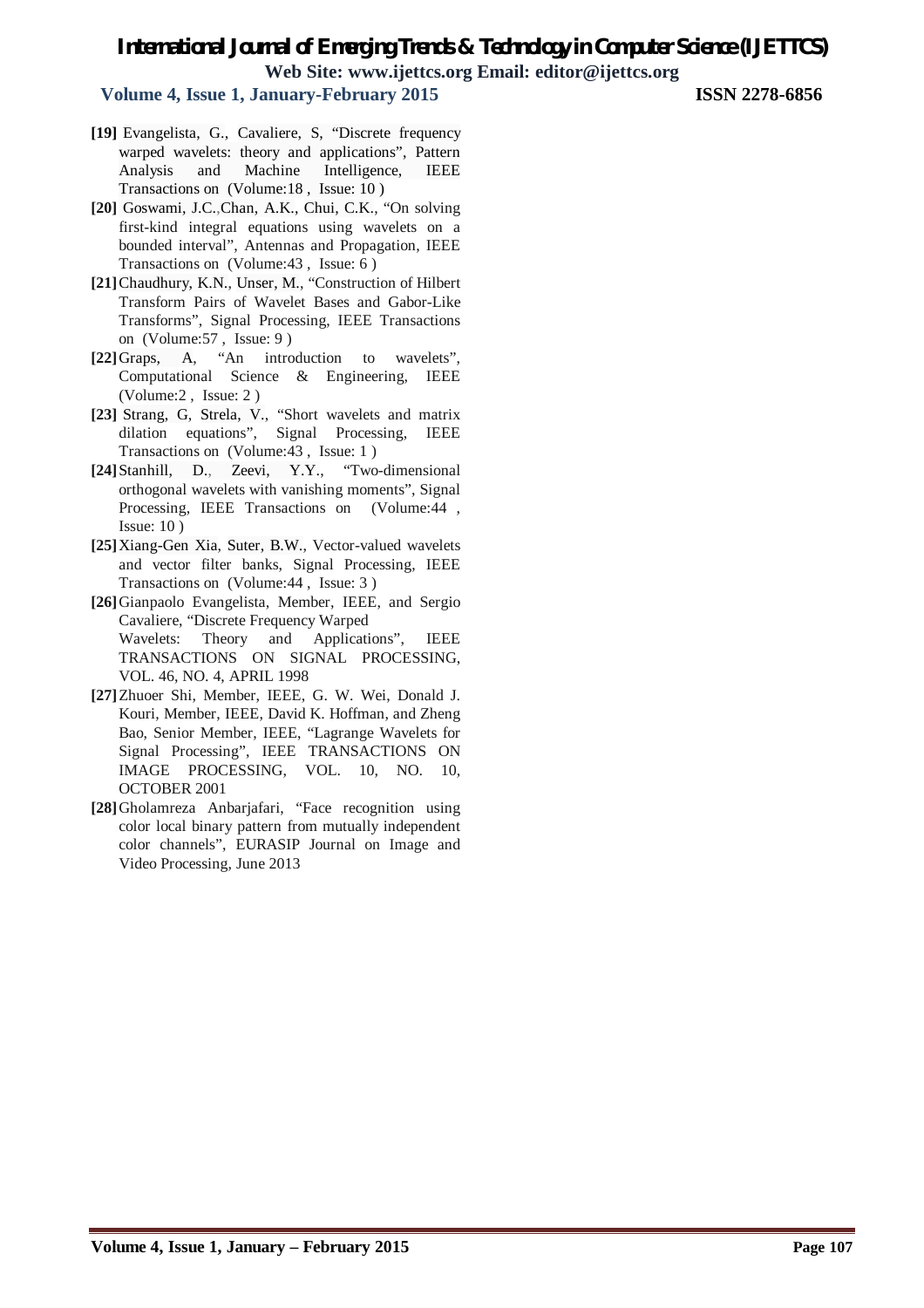**[19]** Evangelista, G., Cavaliere, S, "Discrete frequency warped wavelets: theory and applications", Pattern Analysis and Machine Intelligence, IEEE Transactions on (Volume:18 , Issue: 10 )

**[20]** Goswami, J.C.,Chan, A.K., Chui, C.K., "On solving first-kind integral equations using wavelets on a bounded interval", Antennas and Propagation, IEEE Transactions on (Volume:43 , Issue: 6 )

**[21]** Chaudhury, K.N., Unser, M., "Construction of Hilbert Transform Pairs of Wavelet Bases and Gabor-Like Transforms", Signal Processing, IEEE Transactions on (Volume:57 , Issue: 9 )

**[22]** Graps, A, "An introduction to wavelets", Computational Science & Engineering, IEEE (Volume:2 , Issue: 2 )

**[23]** Strang, G, Strela, V., "Short wavelets and matrix dilation equations", Signal Processing, IEEE Transactions on (Volume:43 , Issue: 1 )

**[24]** Stanhill, D., Zeevi, Y.Y., "Two-dimensional orthogonal wavelets with vanishing moments", Signal Processing, IEEE Transactions on (Volume:44 , Issue: 10 )

**[25]** Xiang-Gen Xia, Suter, B.W., Vector-valued wavelets and vector filter banks, Signal Processing, IEEE Transactions on (Volume:44 , Issue: 3 )

**[26]** Gianpaolo Evangelista, Member, IEEE, and Sergio Cavaliere, "Discrete Frequency Warped Wavelets: Theory and Applications", IEEE TRANSACTIONS ON SIGNAL PROCESSING, VOL. 46, NO. 4, APRIL 1998

**[27]** Zhuoer Shi, Member, IEEE, G. W. Wei, Donald J. Kouri, Member, IEEE, David K. Hoffman, and Zheng Bao, Senior Member, IEEE, "Lagrange Wavelets for Signal Processing", IEEE TRANSACTIONS ON IMAGE PROCESSING, VOL. 10, NO. 10, OCTOBER 2001

**[28]** Gholamreza Anbarjafari, "Face recognition using color local binary pattern from mutually independent color channels", EURASIP Journal on Image and Video Processing, June 2013